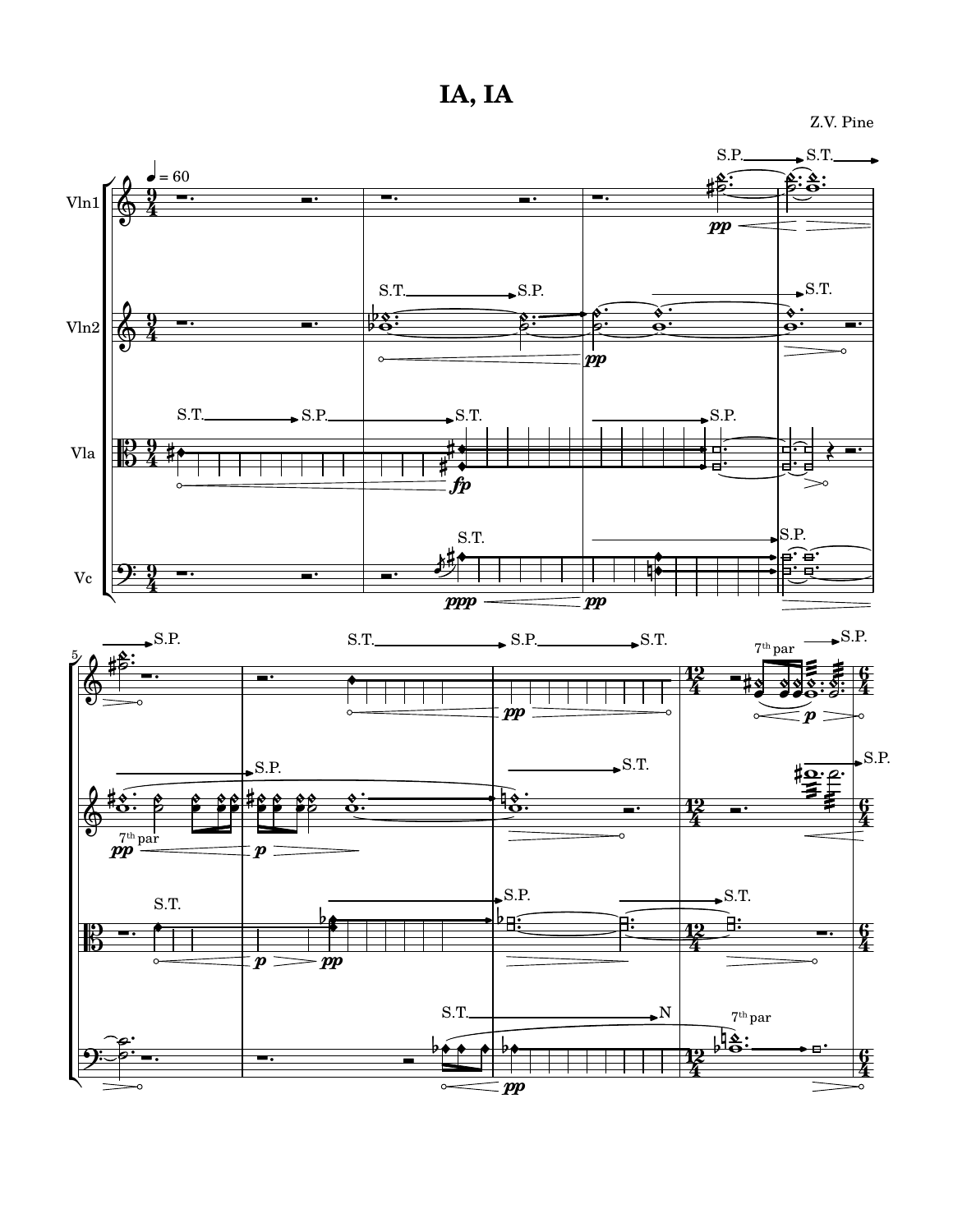# IA, IA

Z.V. Pine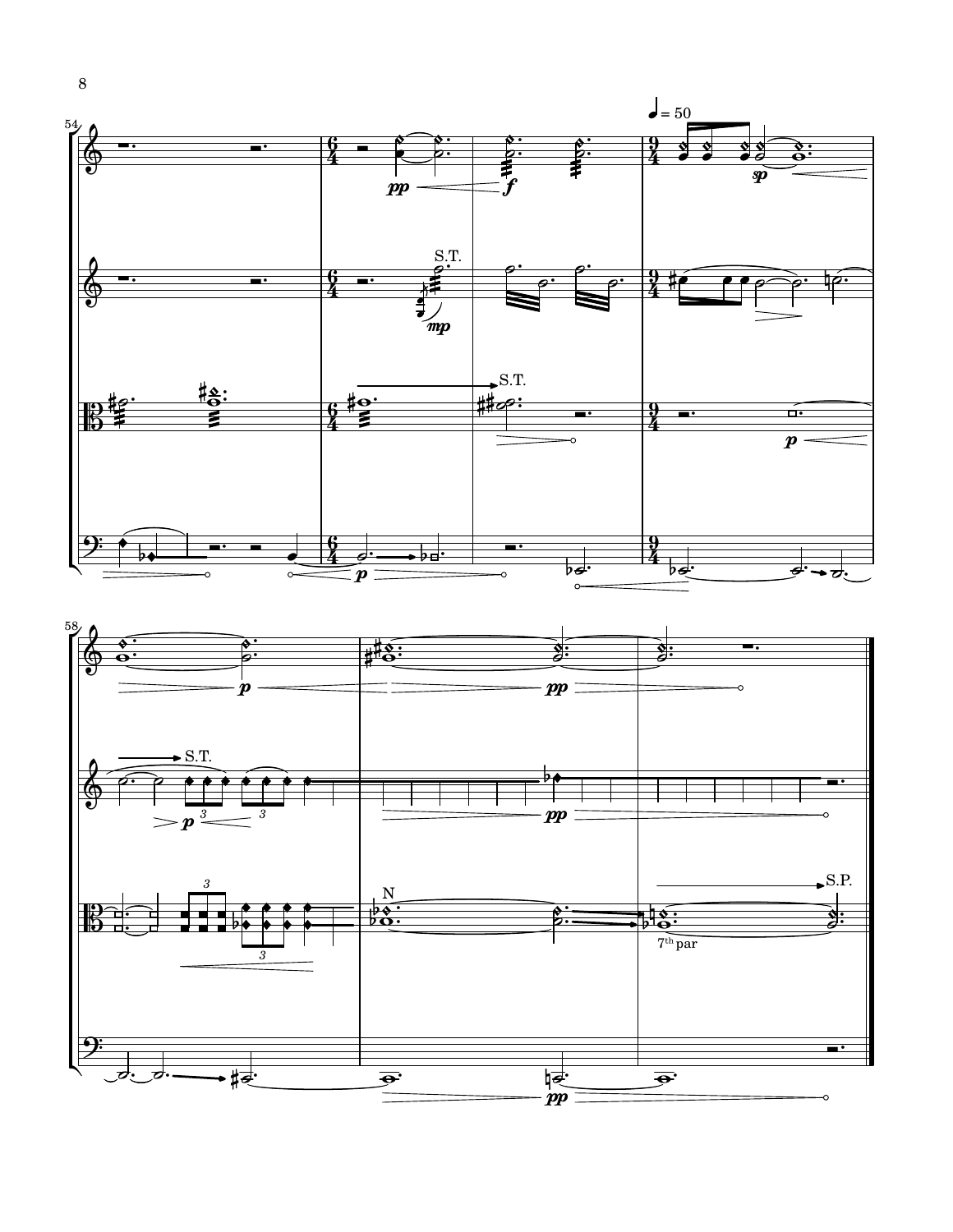♩ = 50

S.T.

S.T.

*mp*

*pp*

*f*

*sp*

*p*

S.T.

*p*

*pp*

N

S.P.

7th par